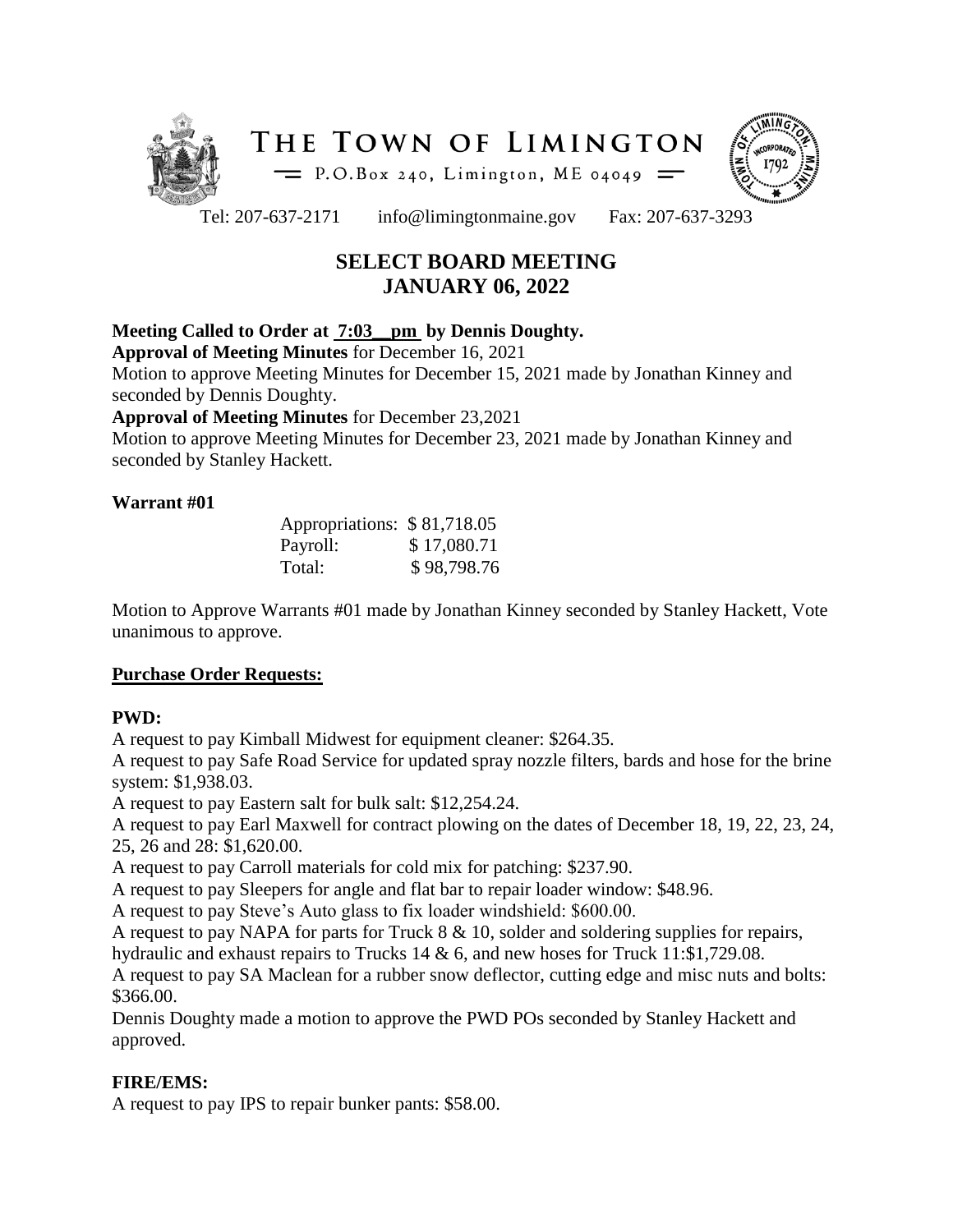# THE TOWN OF LIMINGTON

P.O.Box 240, Limington, ME 04049

Tel: 207-637-2171 info@limingtonmaine.gov Fax: 207-637-3293

## SELECT BOARD MEETING
## JANUARY 06, 2022

**Meeting Called to Order at 7:03__pm by Dennis Doughty.**

**Approval of Meeting Minutes** for December 16, 2021

Motion to approve Meeting Minutes for December 15, 2021 made by Jonathan Kinney and seconded by Dennis Doughty.

**Approval of Meeting Minutes** for December 23,2021

Motion to approve Meeting Minutes for December 23, 2021 made by Jonathan Kinney and seconded by Stanley Hackett.

**Warrant #01**

| | |
|---|---|
| Appropriations: | \$ 81,718.05 |
| Payroll: | \$ 17,080.71 |
| Total: | \$ 98,798.76 |

Motion to Approve Warrants #01 made by Jonathan Kinney seconded by Stanley Hackett, Vote unanimous to approve.

**Purchase Order Requests:**

**PWD:**

A request to pay Kimball Midwest for equipment cleaner: \$264.35.

A request to pay Safe Road Service for updated spray nozzle filters, bards and hose for the brine system: \$1,938.03.

A request to pay Eastern salt for bulk salt: \$12,254.24.

A request to pay Earl Maxwell for contract plowing on the dates of December 18, 19, 22, 23, 24, 25, 26 and 28: \$1,620.00.

A request to pay Carroll materials for cold mix for patching: \$237.90.

A request to pay Sleepers for angle and flat bar to repair loader window: \$48.96.

A request to pay Steve's Auto glass to fix loader windshield: \$600.00.

A request to pay NAPA for parts for Truck 8 & 10, solder and soldering supplies for repairs, hydraulic and exhaust repairs to Trucks 14 & 6, and new hoses for Truck 11:\$1,729.08.

A request to pay SA Maclean for a rubber snow deflector, cutting edge and misc nuts and bolts: \$366.00.

Dennis Doughty made a motion to approve the PWD POs seconded by Stanley Hackett and approved.

**FIRE/EMS:**

A request to pay IPS to repair bunker pants: \$58.00.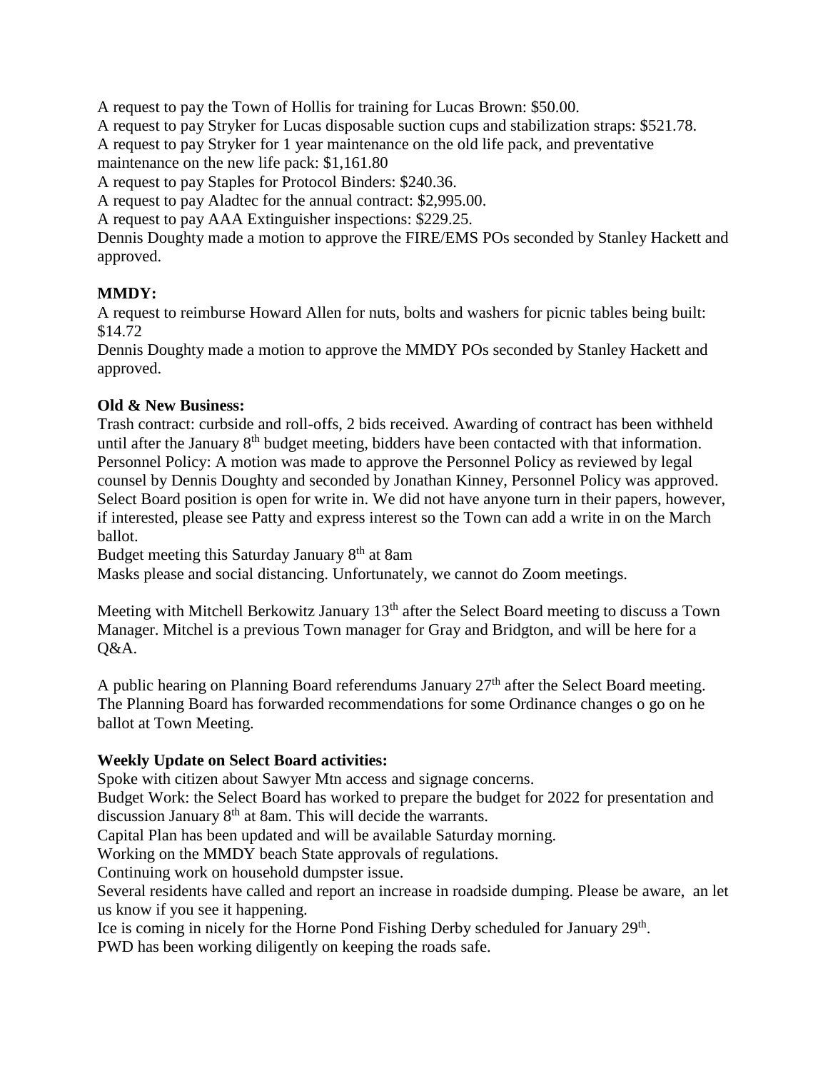A request to pay the Town of Hollis for training for Lucas Brown: $50.00.
A request to pay Stryker for Lucas disposable suction cups and stabilization straps: $521.78.
A request to pay Stryker for 1 year maintenance on the old life pack, and preventative maintenance on the new life pack: $1,161.80
A request to pay Staples for Protocol Binders: $240.36.
A request to pay Aladtec for the annual contract: $2,995.00.
A request to pay AAA Extinguisher inspections: $229.25.
Dennis Doughty made a motion to approve the FIRE/EMS POs seconded by Stanley Hackett and approved.

**MMDY:**
A request to reimburse Howard Allen for nuts, bolts and washers for picnic tables being built: $14.72
Dennis Doughty made a motion to approve the MMDY POs seconded by Stanley Hackett and approved.

**Old & New Business:**
Trash contract: curbside and roll-offs, 2 bids received. Awarding of contract has been withheld until after the January 8th budget meeting, bidders have been contacted with that information.
Personnel Policy: A motion was made to approve the Personnel Policy as reviewed by legal counsel by Dennis Doughty and seconded by Jonathan Kinney, Personnel Policy was approved.
Select Board position is open for write in. We did not have anyone turn in their papers, however, if interested, please see Patty and express interest so the Town can add a write in on the March ballot.
Budget meeting this Saturday January 8th at 8am
Masks please and social distancing. Unfortunately, we cannot do Zoom meetings.

Meeting with Mitchell Berkowitz January 13th after the Select Board meeting to discuss a Town Manager. Mitchel is a previous Town manager for Gray and Bridgton, and will be here for a Q&A.

A public hearing on Planning Board referendums January 27th after the Select Board meeting. The Planning Board has forwarded recommendations for some Ordinance changes o go on he ballot at Town Meeting.

**Weekly Update on Select Board activities:**
Spoke with citizen about Sawyer Mtn access and signage concerns.
Budget Work: the Select Board has worked to prepare the budget for 2022 for presentation and discussion January 8th at 8am. This will decide the warrants.
Capital Plan has been updated and will be available Saturday morning.
Working on the MMDY beach State approvals of regulations.
Continuing work on household dumpster issue.
Several residents have called and report an increase in roadside dumping. Please be aware, an let us know if you see it happening.
Ice is coming in nicely for the Horne Pond Fishing Derby scheduled for January 29th.
PWD has been working diligently on keeping the roads safe.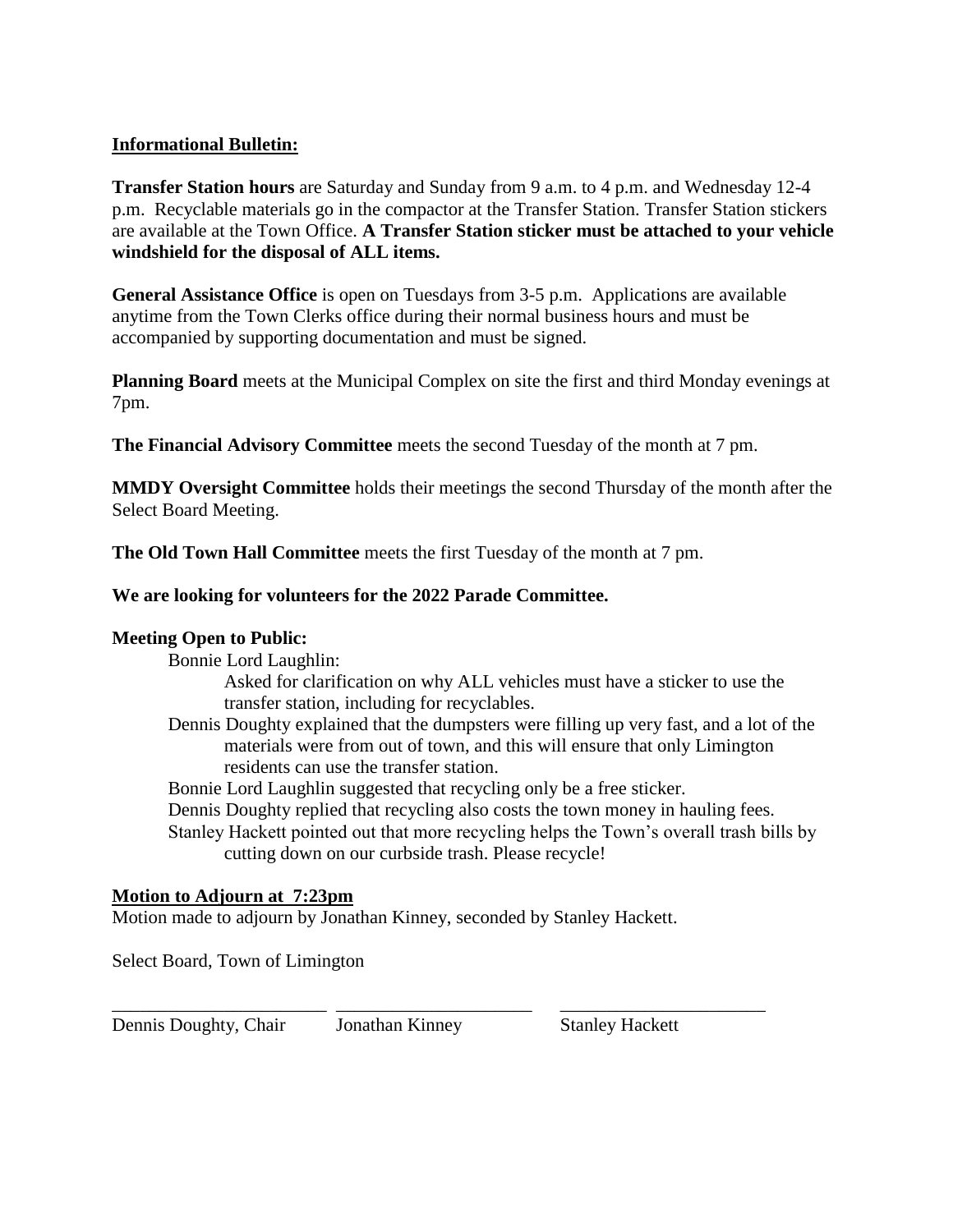**Informational Bulletin:**

**Transfer Station hours** are Saturday and Sunday from 9 a.m. to 4 p.m. and Wednesday 12-4 p.m. Recyclable materials go in the compactor at the Transfer Station. Transfer Station stickers are available at the Town Office. **A Transfer Station sticker must be attached to your vehicle windshield for the disposal of ALL items.**

**General Assistance Office** is open on Tuesdays from 3-5 p.m. Applications are available anytime from the Town Clerks office during their normal business hours and must be accompanied by supporting documentation and must be signed.

**Planning Board** meets at the Municipal Complex on site the first and third Monday evenings at 7pm.

**The Financial Advisory Committee** meets the second Tuesday of the month at 7 pm.

**MMDY Oversight Committee** holds their meetings the second Thursday of the month after the Select Board Meeting.

**The Old Town Hall Committee** meets the first Tuesday of the month at 7 pm.

**We are looking for volunteers for the 2022 Parade Committee.**

**Meeting Open to Public:**

Bonnie Lord Laughlin:

Asked for clarification on why ALL vehicles must have a sticker to use the transfer station, including for recyclables.

Dennis Doughty explained that the dumpsters were filling up very fast, and a lot of the materials were from out of town, and this will ensure that only Limington residents can use the transfer station.

Bonnie Lord Laughlin suggested that recycling only be a free sticker.

Dennis Doughty replied that recycling also costs the town money in hauling fees.

Stanley Hackett pointed out that more recycling helps the Town's overall trash bills by cutting down on our curbside trash. Please recycle!

**Motion to Adjourn at 7:23pm**

Motion made to adjourn by Jonathan Kinney, seconded by Stanley Hackett.

Select Board, Town of Limington

\_\_\_\_\_\_\_\_\_\_\_\_\_\_\_\_\_\_\_\_\_\_ \_\_\_\_\_\_\_\_\_\_\_\_\_\_\_\_\_\_\_\_\_\_ \_\_\_\_\_\_\_\_\_\_\_\_\_\_\_\_\_\_\_\_\_\_

Dennis Doughty, Chair    Jonathan Kinney    Stanley Hackett